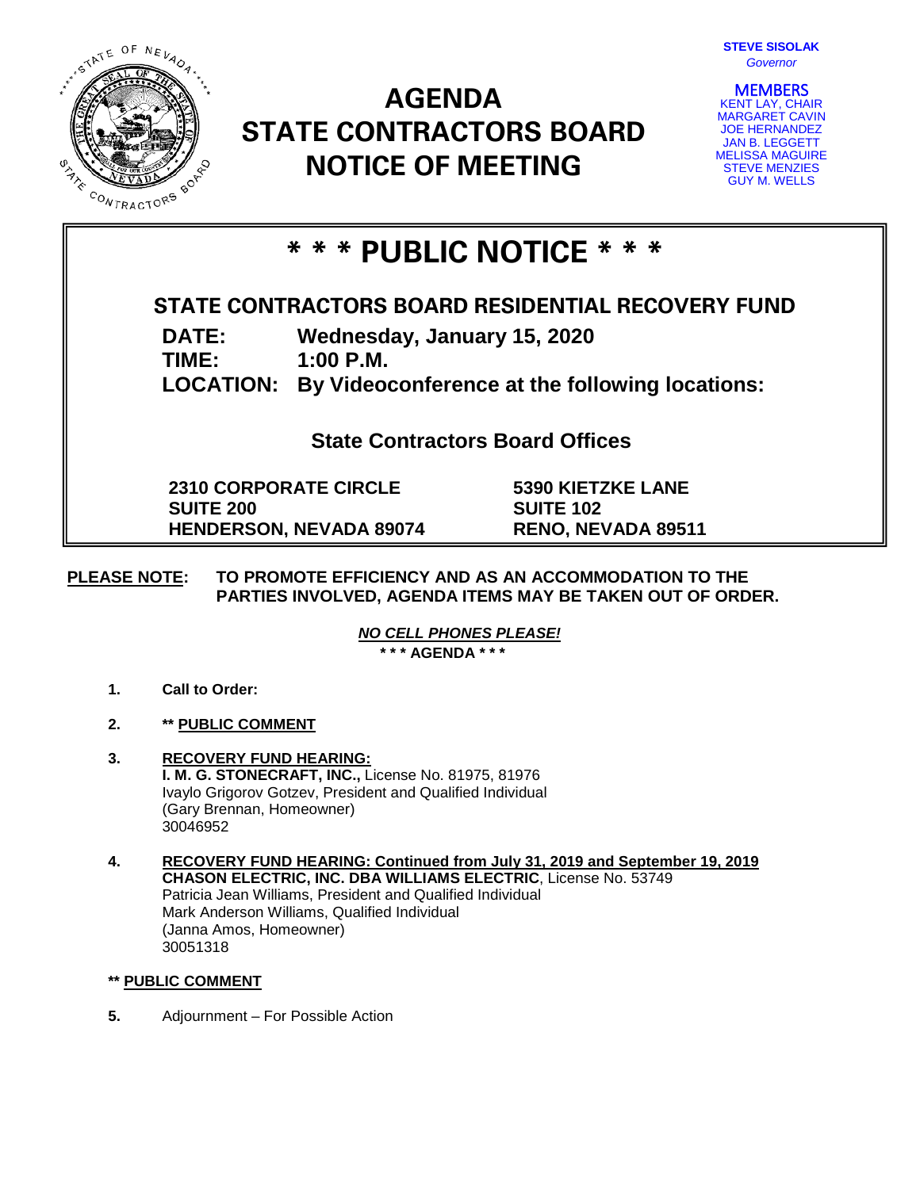STEVE SISOLAK
*Governor*

MEMBERS
KENT LAY, CHAIR
MARGARET CAVIN
JOE HERNANDEZ
JAN B. LEGGETT
MELISSA MAGUIRE
STEVE MENZIES
GUY M. WELLS

# AGENDA
# STATE CONTRACTORS BOARD
# NOTICE OF MEETING

## * * * PUBLIC NOTICE * * *

### STATE CONTRACTORS BOARD RESIDENTIAL RECOVERY FUND

**DATE:** Wednesday, January 15, 2020
**TIME:** 1:00 P.M.
**LOCATION:** By Videoconference at the following locations:

**State Contractors Board Offices**

| | |
|---|---|
| **2310 CORPORATE CIRCLE** | **5390 KIETZKE LANE** |
| **SUITE 200** | **SUITE 102** |
| **HENDERSON, NEVADA 89074** | **RENO, NEVADA 89511** |

**PLEASE NOTE:** TO PROMOTE EFFICIENCY AND AS AN ACCOMMODATION TO THE PARTIES INVOLVED, AGENDA ITEMS MAY BE TAKEN OUT OF ORDER.

***NO CELL PHONES PLEASE!***

**\* \* \* AGENDA \* \* \***

1. **Call to Order:**

2. **\*\* PUBLIC COMMENT**

3. **RECOVERY FUND HEARING:**
   **I. M. G. STONECRAFT, INC.,** License No. 81975, 81976
   Ivaylo Grigorov Gotzev, President and Qualified Individual
   (Gary Brennan, Homeowner)
   30046952

4. **RECOVERY FUND HEARING: Continued from July 31, 2019 and September 19, 2019**
   **CHASON ELECTRIC, INC. DBA WILLIAMS ELECTRIC**, License No. 53749
   Patricia Jean Williams, President and Qualified Individual
   Mark Anderson Williams, Qualified Individual
   (Janna Amos, Homeowner)
   30051318

**\*\* PUBLIC COMMENT**

5. Adjournment – For Possible Action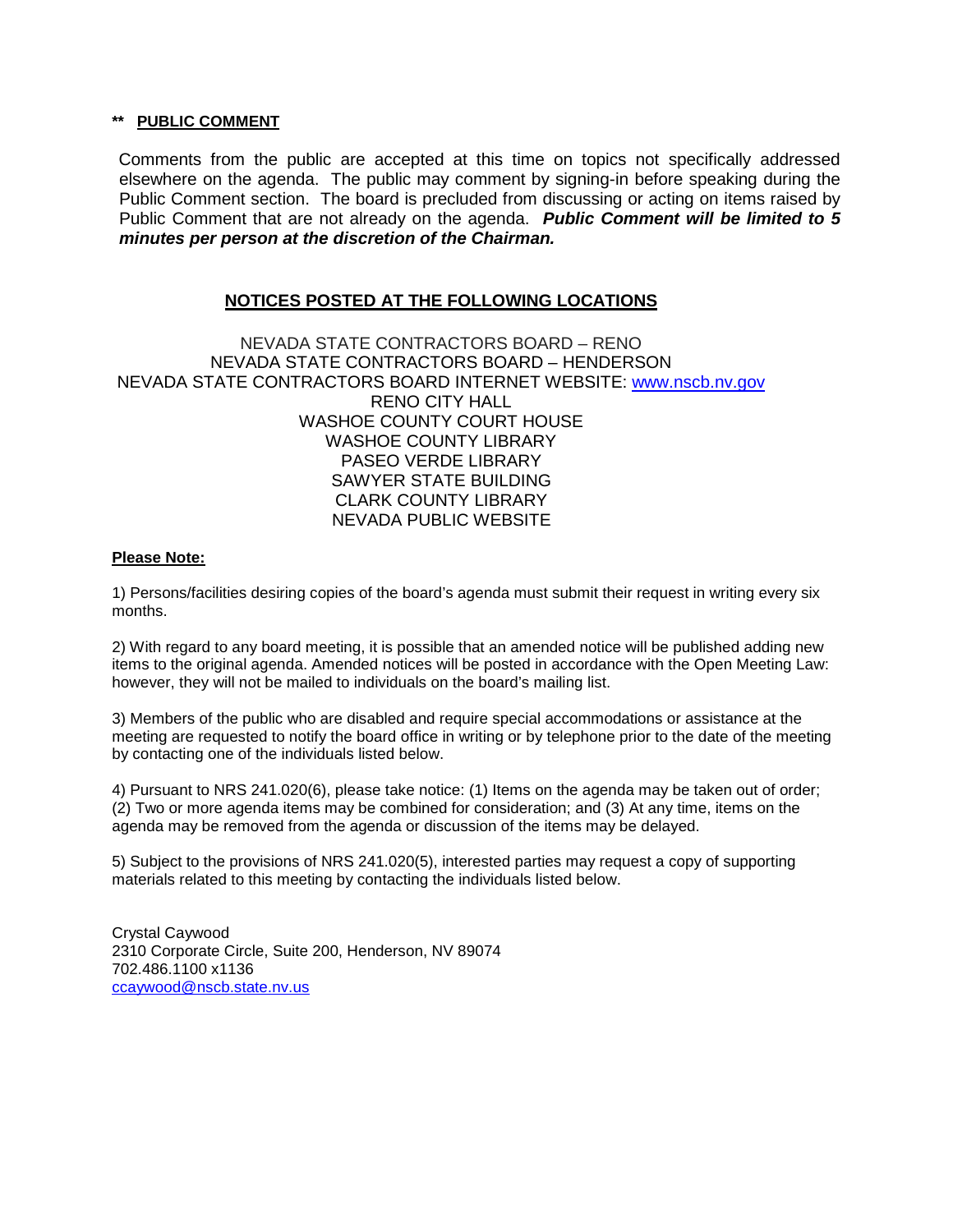**\*\* PUBLIC COMMENT**

Comments from the public are accepted at this time on topics not specifically addressed elsewhere on the agenda. The public may comment by signing-in before speaking during the Public Comment section. The board is precluded from discussing or acting on items raised by Public Comment that are not already on the agenda. ***Public Comment will be limited to 5 minutes per person at the discretion of the Chairman.***

## NOTICES POSTED AT THE FOLLOWING LOCATIONS

NEVADA STATE CONTRACTORS BOARD – RENO
NEVADA STATE CONTRACTORS BOARD – HENDERSON
NEVADA STATE CONTRACTORS BOARD INTERNET WEBSITE: www.nscb.nv.gov
RENO CITY HALL
WASHOE COUNTY COURT HOUSE
WASHOE COUNTY LIBRARY
PASEO VERDE LIBRARY
SAWYER STATE BUILDING
CLARK COUNTY LIBRARY
NEVADA PUBLIC WEBSITE

**Please Note:**

1) Persons/facilities desiring copies of the board's agenda must submit their request in writing every six months.

2) With regard to any board meeting, it is possible that an amended notice will be published adding new items to the original agenda. Amended notices will be posted in accordance with the Open Meeting Law: however, they will not be mailed to individuals on the board's mailing list.

3) Members of the public who are disabled and require special accommodations or assistance at the meeting are requested to notify the board office in writing or by telephone prior to the date of the meeting by contacting one of the individuals listed below.

4) Pursuant to NRS 241.020(6), please take notice: (1) Items on the agenda may be taken out of order; (2) Two or more agenda items may be combined for consideration; and (3) At any time, items on the agenda may be removed from the agenda or discussion of the items may be delayed.

5) Subject to the provisions of NRS 241.020(5), interested parties may request a copy of supporting materials related to this meeting by contacting the individuals listed below.

Crystal Caywood
2310 Corporate Circle, Suite 200, Henderson, NV 89074
702.486.1100 x1136
ccaywood@nscb.state.nv.us